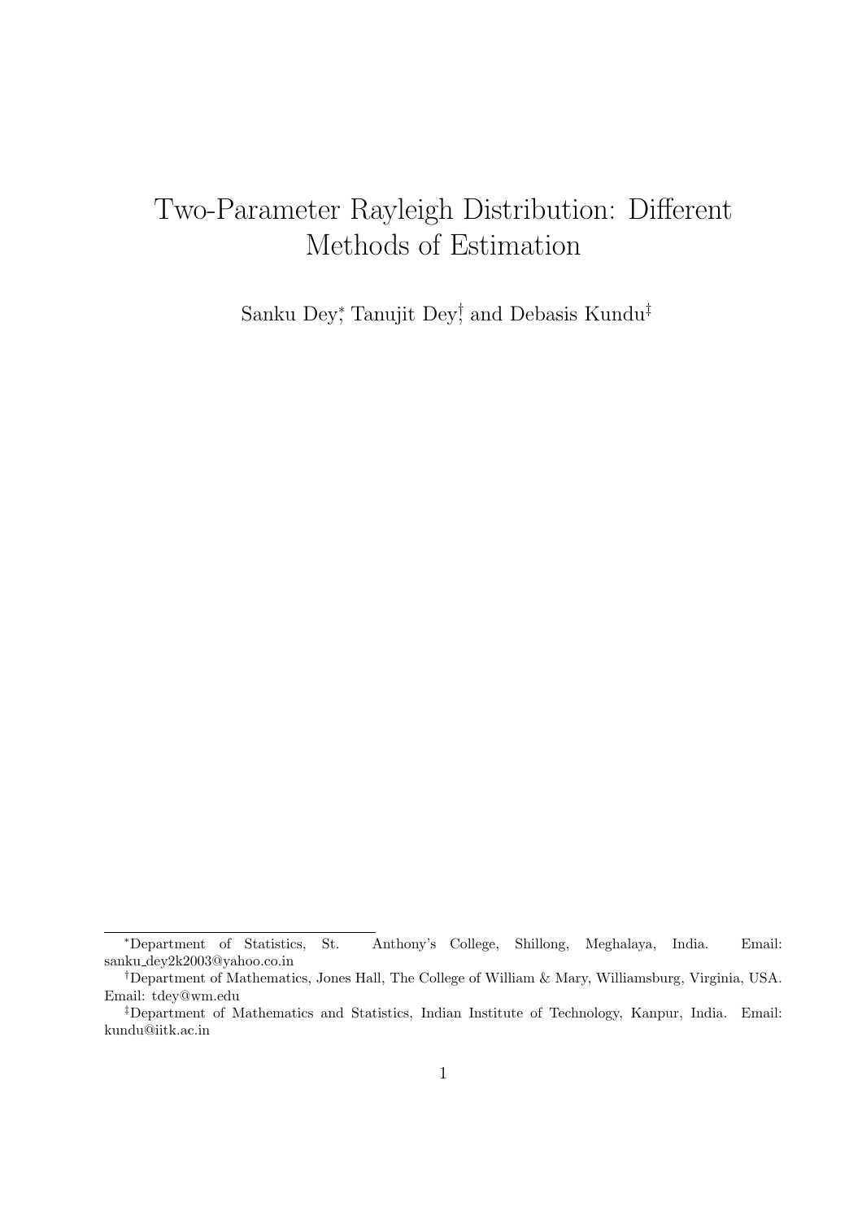# Two-Parameter Rayleigh Distribution: Different Methods of Estimation

Sanku Dey[*], Tanujit Dey[†], and Debasis Kundu[‡]

---

[*]Department of Statistics, St. Anthony's College, Shillong, Meghalaya, India. Email: sanku_dey2k2003@yahoo.co.in

[†]Department of Mathematics, Jones Hall, The College of William & Mary, Williamsburg, Virginia, USA. Email: tdey@wm.edu

[‡]Department of Mathematics and Statistics, Indian Institute of Technology, Kanpur, India. Email: kundu@iitk.ac.in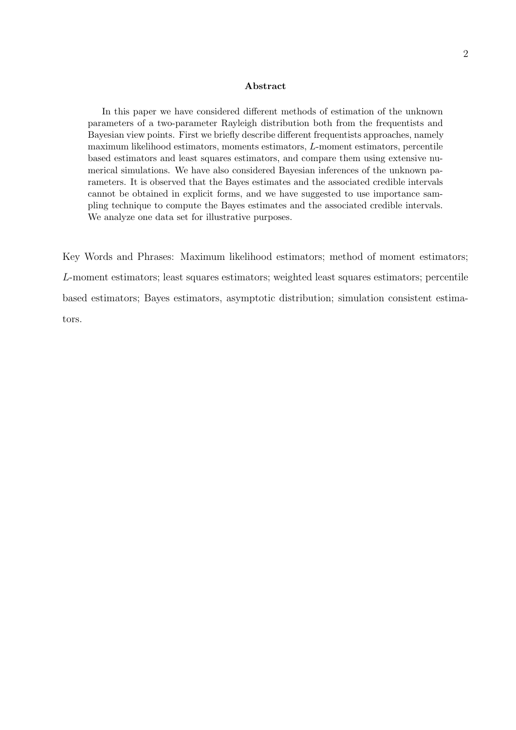## Abstract

In this paper we have considered different methods of estimation of the unknown parameters of a two-parameter Rayleigh distribution both from the frequentists and Bayesian view points. First we briefly describe different frequentists approaches, namely maximum likelihood estimators, moments estimators, $L$-moment estimators, percentile based estimators and least squares estimators, and compare them using extensive numerical simulations. We have also considered Bayesian inferences of the unknown parameters. It is observed that the Bayes estimates and the associated credible intervals cannot be obtained in explicit forms, and we have suggested to use importance sampling technique to compute the Bayes estimates and the associated credible intervals. We analyze one data set for illustrative purposes.

Key Words and Phrases: Maximum likelihood estimators; method of moment estimators; $L$-moment estimators; least squares estimators; weighted least squares estimators; percentile based estimators; Bayes estimators, asymptotic distribution; simulation consistent estimators.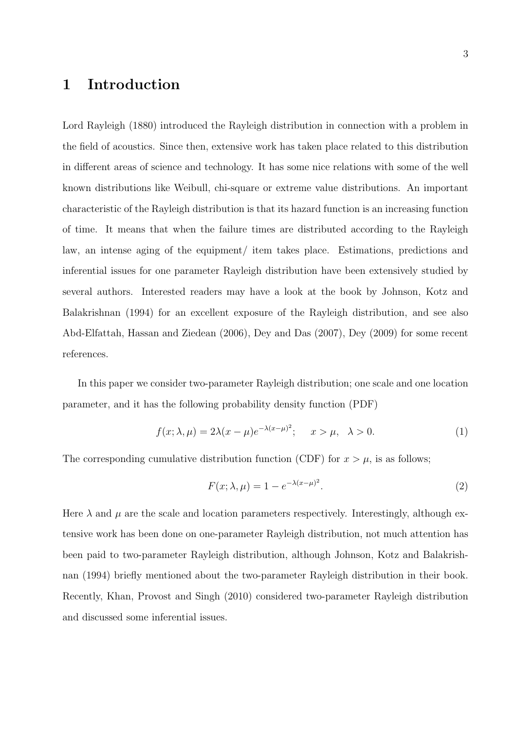# 1 Introduction

Lord Rayleigh (1880) introduced the Rayleigh distribution in connection with a problem in the field of acoustics. Since then, extensive work has taken place related to this distribution in different areas of science and technology. It has some nice relations with some of the well known distributions like Weibull, chi-square or extreme value distributions. An important characteristic of the Rayleigh distribution is that its hazard function is an increasing function of time. It means that when the failure times are distributed according to the Rayleigh law, an intense aging of the equipment/ item takes place. Estimations, predictions and inferential issues for one parameter Rayleigh distribution have been extensively studied by several authors. Interested readers may have a look at the book by Johnson, Kotz and Balakrishnan (1994) for an excellent exposure of the Rayleigh distribution, and see also Abd-Elfattah, Hassan and Ziedean (2006), Dey and Das (2007), Dey (2009) for some recent references.

In this paper we consider two-parameter Rayleigh distribution; one scale and one location parameter, and it has the following probability density function (PDF)

$$f(x; \lambda, \mu) = 2\lambda(x - \mu)e^{-\lambda(x-\mu)^2}; \quad x > \mu, \quad \lambda > 0. \tag{1}$$

The corresponding cumulative distribution function (CDF) for $x > \mu$, is as follows;

$$F(x; \lambda, \mu) = 1 - e^{-\lambda(x-\mu)^2}. \tag{2}$$

Here $\lambda$ and $\mu$ are the scale and location parameters respectively. Interestingly, although extensive work has been done on one-parameter Rayleigh distribution, not much attention has been paid to two-parameter Rayleigh distribution, although Johnson, Kotz and Balakrishnan (1994) briefly mentioned about the two-parameter Rayleigh distribution in their book. Recently, Khan, Provost and Singh (2010) considered two-parameter Rayleigh distribution and discussed some inferential issues.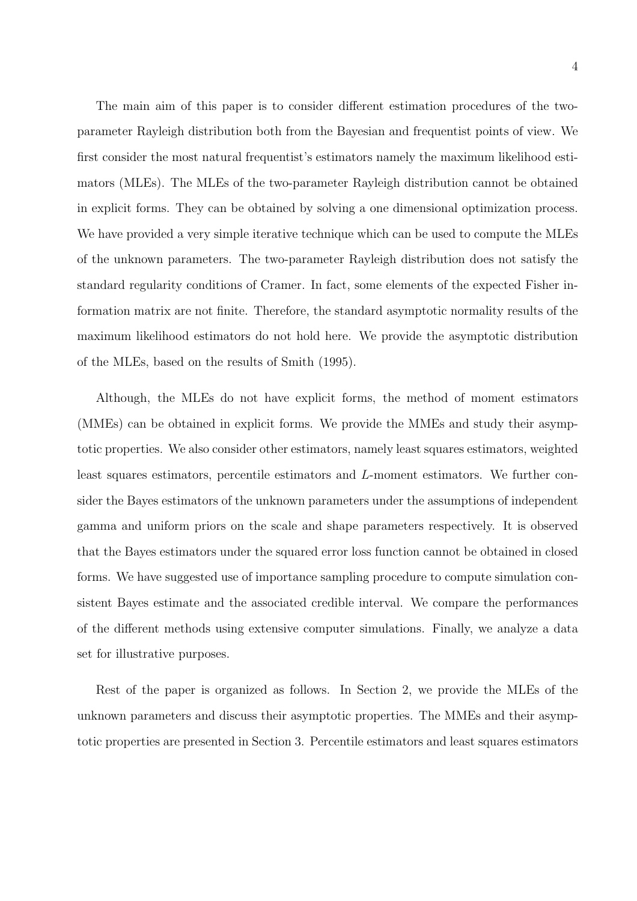The main aim of this paper is to consider different estimation procedures of the two-parameter Rayleigh distribution both from the Bayesian and frequentist points of view. We first consider the most natural frequentist's estimators namely the maximum likelihood estimators (MLEs). The MLEs of the two-parameter Rayleigh distribution cannot be obtained in explicit forms. They can be obtained by solving a one dimensional optimization process. We have provided a very simple iterative technique which can be used to compute the MLEs of the unknown parameters. The two-parameter Rayleigh distribution does not satisfy the standard regularity conditions of Cramer. In fact, some elements of the expected Fisher information matrix are not finite. Therefore, the standard asymptotic normality results of the maximum likelihood estimators do not hold here. We provide the asymptotic distribution of the MLEs, based on the results of Smith (1995).

Although, the MLEs do not have explicit forms, the method of moment estimators (MMEs) can be obtained in explicit forms. We provide the MMEs and study their asymptotic properties. We also consider other estimators, namely least squares estimators, weighted least squares estimators, percentile estimators and $L$-moment estimators. We further consider the Bayes estimators of the unknown parameters under the assumptions of independent gamma and uniform priors on the scale and shape parameters respectively. It is observed that the Bayes estimators under the squared error loss function cannot be obtained in closed forms. We have suggested use of importance sampling procedure to compute simulation consistent Bayes estimate and the associated credible interval. We compare the performances of the different methods using extensive computer simulations. Finally, we analyze a data set for illustrative purposes.

Rest of the paper is organized as follows. In Section 2, we provide the MLEs of the unknown parameters and discuss their asymptotic properties. The MMEs and their asymptotic properties are presented in Section 3. Percentile estimators and least squares estimators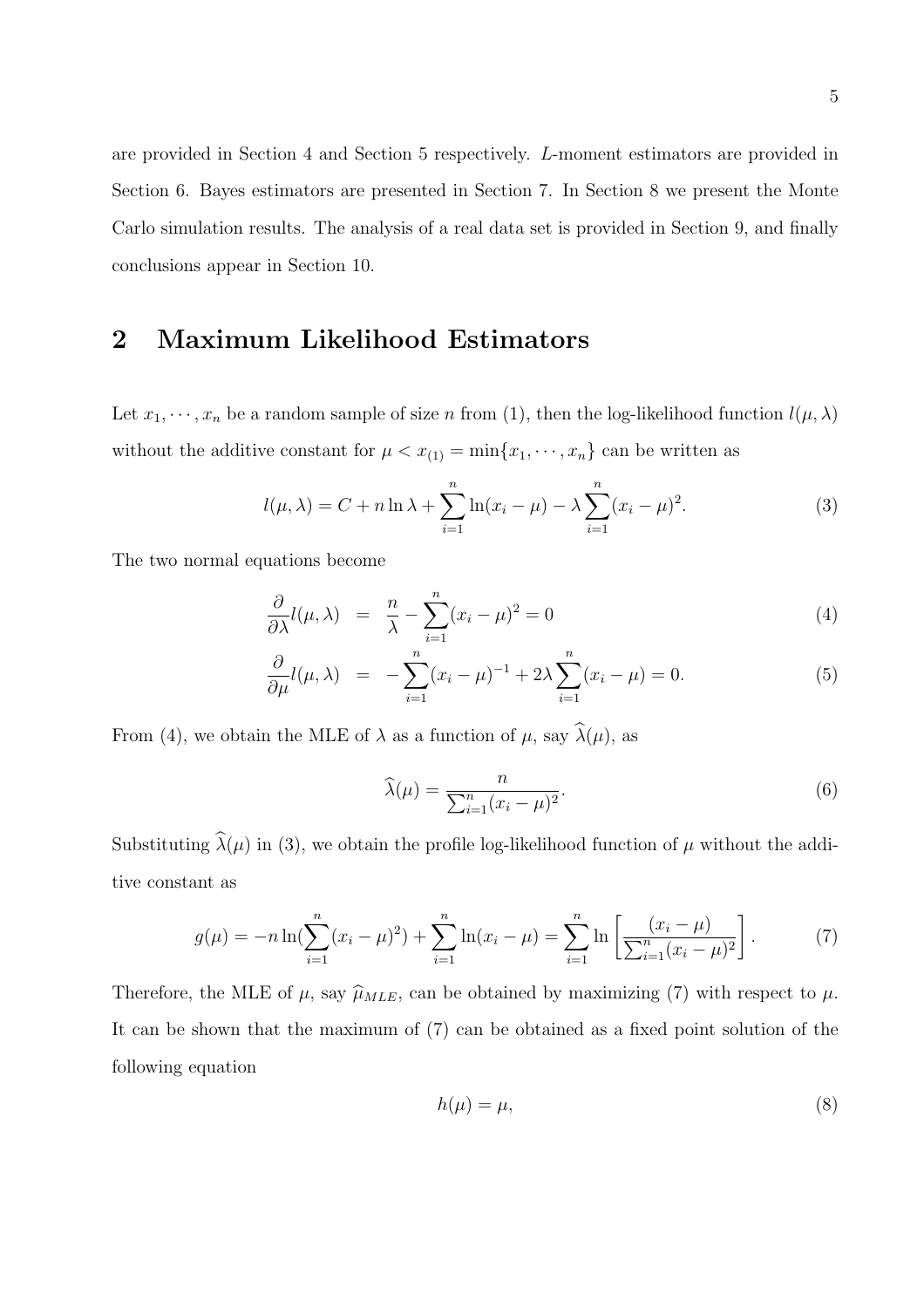are provided in Section 4 and Section 5 respectively. $L$-moment estimators are provided in Section 6. Bayes estimators are presented in Section 7. In Section 8 we present the Monte Carlo simulation results. The analysis of a real data set is provided in Section 9, and finally conclusions appear in Section 10.

## 2 Maximum Likelihood Estimators

Let $x_1, \cdots, x_n$ be a random sample of size $n$ from (1), then the log-likelihood function $l(\mu, \lambda)$ without the additive constant for $\mu < x_{(1)} = \min\{x_1, \cdots, x_n\}$ can be written as

$$l(\mu, \lambda) = C + n \ln \lambda + \sum_{i=1}^{n} \ln(x_i - \mu) - \lambda \sum_{i=1}^{n} (x_i - \mu)^2. \tag{3}$$

The two normal equations become

$$\frac{\partial}{\partial \lambda} l(\mu, \lambda) = \frac{n}{\lambda} - \sum_{i=1}^{n} (x_i - \mu)^2 = 0 \tag{4}$$

$$\frac{\partial}{\partial \mu} l(\mu, \lambda) = -\sum_{i=1}^{n} (x_i - \mu)^{-1} + 2\lambda \sum_{i=1}^{n} (x_i - \mu) = 0. \tag{5}$$

From (4), we obtain the MLE of $\lambda$ as a function of $\mu$, say $\widehat{\lambda}(\mu)$, as

$$\widehat{\lambda}(\mu) = \frac{n}{\sum_{i=1}^{n} (x_i - \mu)^2}. \tag{6}$$

Substituting $\widehat{\lambda}(\mu)$ in (3), we obtain the profile log-likelihood function of $\mu$ without the additive constant as

$$g(\mu) = -n \ln(\sum_{i=1}^{n} (x_i - \mu)^2) + \sum_{i=1}^{n} \ln(x_i - \mu) = \sum_{i=1}^{n} \ln \left[ \frac{(x_i - \mu)}{\sum_{i=1}^{n} (x_i - \mu)^2} \right]. \tag{7}$$

Therefore, the MLE of $\mu$, say $\widehat{\mu}_{MLE}$, can be obtained by maximizing (7) with respect to $\mu$. It can be shown that the maximum of (7) can be obtained as a fixed point solution of the following equation

$$h(\mu) = \mu, \tag{8}$$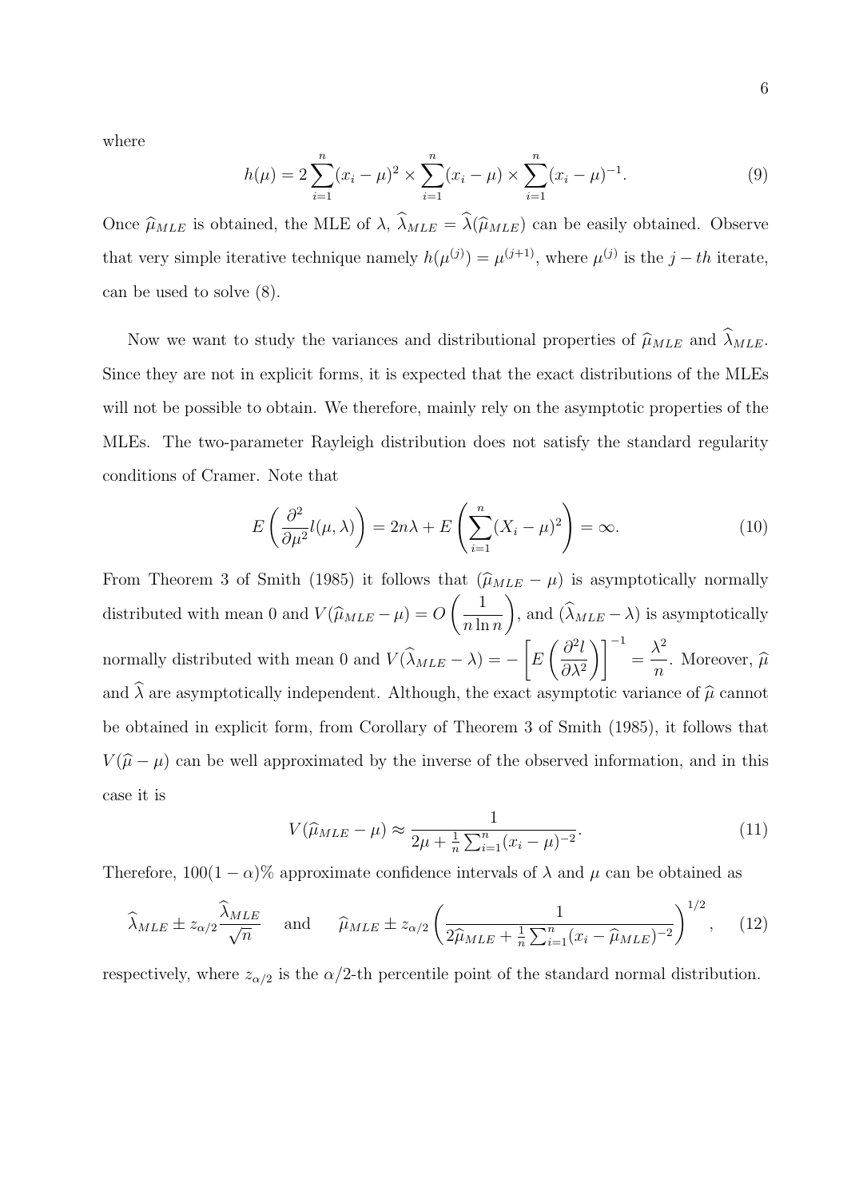where

$$h(\mu) = 2\sum_{i=1}^{n}(x_i - \mu)^2 \times \sum_{i=1}^{n}(x_i - \mu) \times \sum_{i=1}^{n}(x_i - \mu)^{-1}. \tag{9}$$

Once $\widehat{\mu}_{MLE}$ is obtained, the MLE of $\lambda$, $\widehat{\lambda}_{MLE} = \widehat{\lambda}(\widehat{\mu}_{MLE})$ can be easily obtained. Observe that very simple iterative technique namely $h(\mu^{(j)}) = \mu^{(j+1)}$, where $\mu^{(j)}$ is the $j-th$ iterate, can be used to solve (8).

Now we want to study the variances and distributional properties of $\widehat{\mu}_{MLE}$ and $\widehat{\lambda}_{MLE}$. Since they are not in explicit forms, it is expected that the exact distributions of the MLEs will not be possible to obtain. We therefore, mainly rely on the asymptotic properties of the MLEs. The two-parameter Rayleigh distribution does not satisfy the standard regularity conditions of Cramer. Note that

$$E\left(\frac{\partial^2}{\partial \mu^2} l(\mu, \lambda)\right) = 2n\lambda + E\left(\sum_{i=1}^{n}(X_i - \mu)^2\right) = \infty. \tag{10}$$

From Theorem 3 of Smith (1985) it follows that $(\widehat{\mu}_{MLE} - \mu)$ is asymptotically normally distributed with mean 0 and $V(\widehat{\mu}_{MLE} - \mu) = O\left(\frac{1}{n \ln n}\right)$, and $(\widehat{\lambda}_{MLE} - \lambda)$ is asymptotically normally distributed with mean 0 and $V(\widehat{\lambda}_{MLE} - \lambda) = -\left[E\left(\frac{\partial^2 l}{\partial \lambda^2}\right)\right]^{-1} = \frac{\lambda^2}{n}$. Moreover, $\widehat{\mu}$ and $\widehat{\lambda}$ are asymptotically independent. Although, the exact asymptotic variance of $\widehat{\mu}$ cannot be obtained in explicit form, from Corollary of Theorem 3 of Smith (1985), it follows that $V(\widehat{\mu} - \mu)$ can be well approximated by the inverse of the observed information, and in this case it is

$$V(\widehat{\mu}_{MLE} - \mu) \approx \frac{1}{2\mu + \frac{1}{n}\sum_{i=1}^{n}(x_i - \mu)^{-2}}. \tag{11}$$

Therefore, $100(1-\alpha)\%$ approximate confidence intervals of $\lambda$ and $\mu$ can be obtained as

$$\widehat{\lambda}_{MLE} \pm z_{\alpha/2}\frac{\widehat{\lambda}_{MLE}}{\sqrt{n}} \quad \text{and} \quad \widehat{\mu}_{MLE} \pm z_{\alpha/2}\left(\frac{1}{2\widehat{\mu}_{MLE} + \frac{1}{n}\sum_{i=1}^{n}(x_i - \widehat{\mu}_{MLE})^{-2}}\right)^{1/2}, \tag{12}$$

respectively, where $z_{\alpha/2}$ is the $\alpha/2$-th percentile point of the standard normal distribution.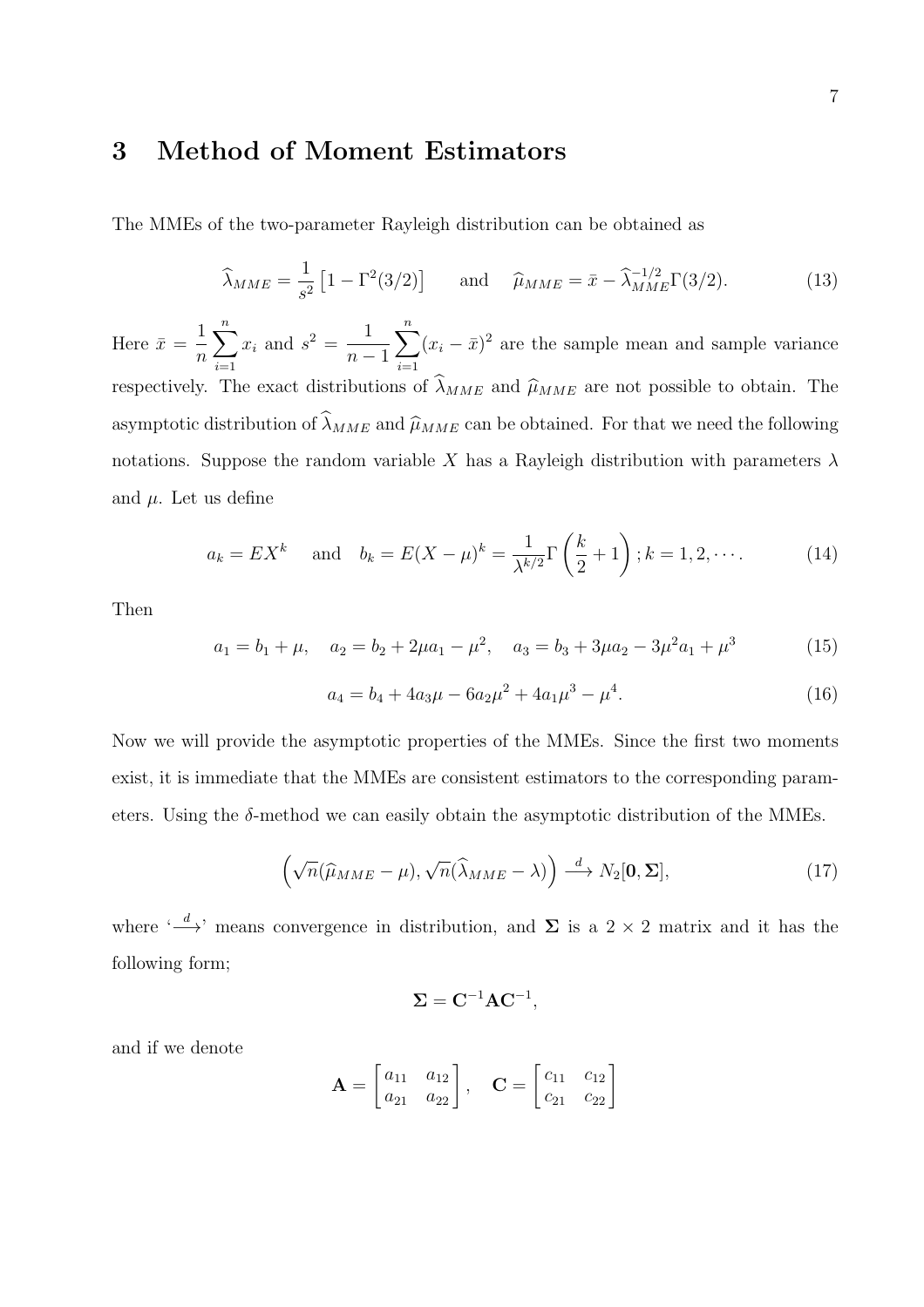## 3 Method of Moment Estimators

The MMEs of the two-parameter Rayleigh distribution can be obtained as

$$\widehat{\lambda}_{MME} = \frac{1}{s^2}\left[1 - \Gamma^2(3/2)\right] \qquad \text{and} \qquad \widehat{\mu}_{MME} = \bar{x} - \widehat{\lambda}_{MME}^{-1/2}\Gamma(3/2). \tag{13}$$

Here $\bar{x} = \dfrac{1}{n}\displaystyle\sum_{i=1}^{n} x_i$ and $s^2 = \dfrac{1}{n-1}\displaystyle\sum_{i=1}^{n}(x_i - \bar{x})^2$ are the sample mean and sample variance respectively. The exact distributions of $\widehat{\lambda}_{MME}$ and $\widehat{\mu}_{MME}$ are not possible to obtain. The asymptotic distribution of $\widehat{\lambda}_{MME}$ and $\widehat{\mu}_{MME}$ can be obtained. For that we need the following notations. Suppose the random variable $X$ has a Rayleigh distribution with parameters $\lambda$ and $\mu$. Let us define

$$a_k = EX^k \quad \text{ and } \quad b_k = E(X-\mu)^k = \frac{1}{\lambda^{k/2}}\Gamma\left(\frac{k}{2}+1\right); k = 1, 2, \cdots. \tag{14}$$

Then

$$a_1 = b_1 + \mu, \quad a_2 = b_2 + 2\mu a_1 - \mu^2, \quad a_3 = b_3 + 3\mu a_2 - 3\mu^2 a_1 + \mu^3 \tag{15}$$

$$a_4 = b_4 + 4a_3\mu - 6a_2\mu^2 + 4a_1\mu^3 - \mu^4. \tag{16}$$

Now we will provide the asymptotic properties of the MMEs. Since the first two moments exist, it is immediate that the MMEs are consistent estimators to the corresponding parameters. Using the $\delta$-method we can easily obtain the asymptotic distribution of the MMEs.

$$\left(\sqrt{n}(\widehat{\mu}_{MME} - \mu), \sqrt{n}(\widehat{\lambda}_{MME} - \lambda)\right) \xrightarrow{d} N_2[\mathbf{0}, \mathbf{\Sigma}], \tag{17}$$

where '$\xrightarrow{d}$' means convergence in distribution, and $\mathbf{\Sigma}$ is a $2 \times 2$ matrix and it has the following form;

$$\mathbf{\Sigma} = \mathbf{C}^{-1}\mathbf{A}\mathbf{C}^{-1},$$

and if we denote

$$\mathbf{A} = \begin{bmatrix} a_{11} & a_{12} \\ a_{21} & a_{22} \end{bmatrix}, \quad \mathbf{C} = \begin{bmatrix} c_{11} & c_{12} \\ c_{21} & c_{22} \end{bmatrix}$$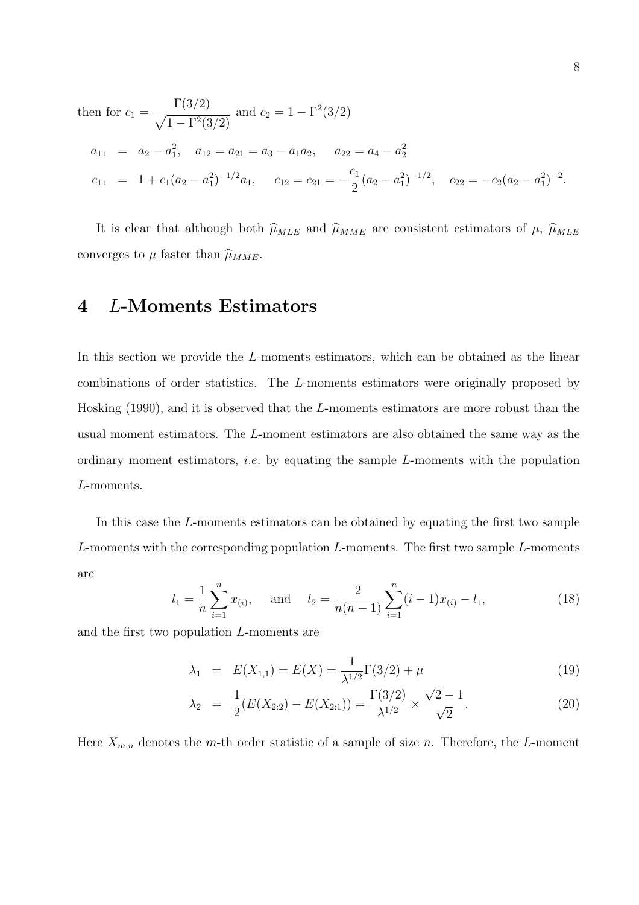then for $c_1 = \frac{\Gamma(3/2)}{\sqrt{1-\Gamma^2(3/2)}}$ and $c_2 = 1 - \Gamma^2(3/2)$

$$
\begin{aligned}
a_{11} &= a_2 - a_1^2, \quad a_{12} = a_{21} = a_3 - a_1 a_2, \quad a_{22} = a_4 - a_2^2 \\
c_{11} &= 1 + c_1(a_2 - a_1^2)^{-1/2} a_1, \quad c_{12} = c_{21} = -\frac{c_1}{2}(a_2 - a_1^2)^{-1/2}, \quad c_{22} = -c_2(a_2 - a_1^2)^{-2}.
\end{aligned}
$$

It is clear that although both $\widehat{\mu}_{MLE}$ and $\widehat{\mu}_{MME}$ are consistent estimators of $\mu$, $\widehat{\mu}_{MLE}$ converges to $\mu$ faster than $\widehat{\mu}_{MME}$.

# 4 $L$-Moments Estimators

In this section we provide the $L$-moments estimators, which can be obtained as the linear combinations of order statistics. The $L$-moments estimators were originally proposed by Hosking (1990), and it is observed that the $L$-moments estimators are more robust than the usual moment estimators. The $L$-moment estimators are also obtained the same way as the ordinary moment estimators, *i.e.* by equating the sample $L$-moments with the population $L$-moments.

In this case the $L$-moments estimators can be obtained by equating the first two sample $L$-moments with the corresponding population $L$-moments. The first two sample $L$-moments are

$$
l_1 = \frac{1}{n}\sum_{i=1}^{n} x_{(i)}, \quad \text{and} \quad l_2 = \frac{2}{n(n-1)}\sum_{i=1}^{n}(i-1)x_{(i)} - l_1, \tag{18}
$$

and the first two population $L$-moments are

$$
\lambda_1 = E(X_{1,1}) = E(X) = \frac{1}{\lambda^{1/2}}\Gamma(3/2) + \mu \tag{19}
$$

$$
\lambda_2 = \frac{1}{2}(E(X_{2:2}) - E(X_{2:1})) = \frac{\Gamma(3/2)}{\lambda^{1/2}} \times \frac{\sqrt{2}-1}{\sqrt{2}}. \tag{20}
$$

Here $X_{m,n}$ denotes the $m$-th order statistic of a sample of size $n$. Therefore, the $L$-moment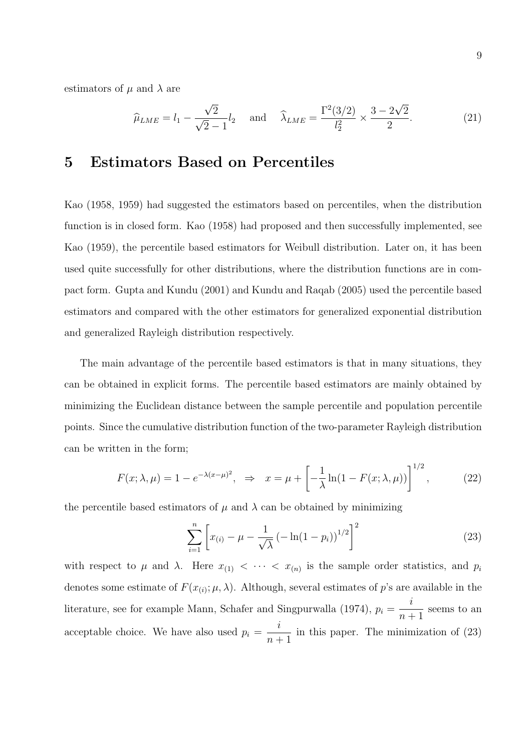estimators of $\mu$ and $\lambda$ are

$$\widehat{\mu}_{LME} = l_1 - \frac{\sqrt{2}}{\sqrt{2}-1} l_2 \quad \text{and} \quad \widehat{\lambda}_{LME} = \frac{\Gamma^2(3/2)}{l_2^2} \times \frac{3-2\sqrt{2}}{2}. \tag{21}$$

# 5 Estimators Based on Percentiles

Kao (1958, 1959) had suggested the estimators based on percentiles, when the distribution function is in closed form. Kao (1958) had proposed and then successfully implemented, see Kao (1959), the percentile based estimators for Weibull distribution. Later on, it has been used quite successfully for other distributions, where the distribution functions are in compact form. Gupta and Kundu (2001) and Kundu and Raqab (2005) used the percentile based estimators and compared with the other estimators for generalized exponential distribution and generalized Rayleigh distribution respectively.

The main advantage of the percentile based estimators is that in many situations, they can be obtained in explicit forms. The percentile based estimators are mainly obtained by minimizing the Euclidean distance between the sample percentile and population percentile points. Since the cumulative distribution function of the two-parameter Rayleigh distribution can be written in the form;

$$F(x; \lambda, \mu) = 1 - e^{-\lambda(x-\mu)^2}, \quad \Rightarrow \quad x = \mu + \left[ -\frac{1}{\lambda} \ln(1 - F(x; \lambda, \mu)) \right]^{1/2}, \tag{22}$$

the percentile based estimators of $\mu$ and $\lambda$ can be obtained by minimizing

$$\sum_{i=1}^{n} \left[ x_{(i)} - \mu - \frac{1}{\sqrt{\lambda}} \left( -\ln(1-p_i) \right)^{1/2} \right]^2 \tag{23}$$

with respect to $\mu$ and $\lambda$. Here $x_{(1)} < \cdots < x_{(n)}$ is the sample order statistics, and $p_i$ denotes some estimate of $F(x_{(i)}; \mu, \lambda)$. Although, several estimates of $p$'s are available in the literature, see for example Mann, Schafer and Singpurwalla (1974), $p_i = \frac{i}{n+1}$ seems to an acceptable choice. We have also used $p_i = \frac{i}{n+1}$ in this paper. The minimization of (23)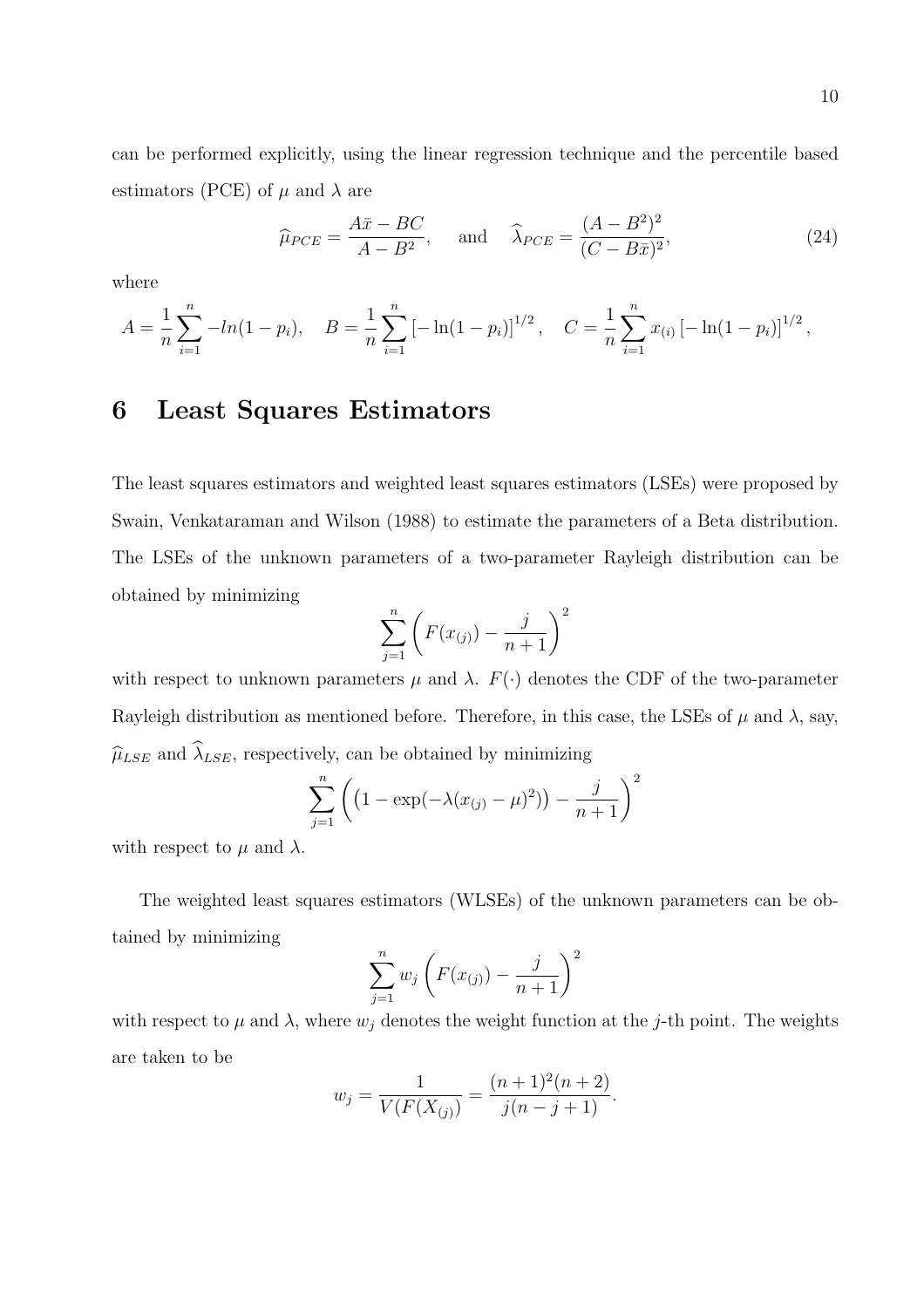can be performed explicitly, using the linear regression technique and the percentile based estimators (PCE) of $\mu$ and $\lambda$ are

$$\widehat{\mu}_{PCE} = \frac{A\bar{x} - BC}{A - B^2}, \quad \text{and} \quad \widehat{\lambda}_{PCE} = \frac{(A - B^2)^2}{(C - B\bar{x})^2}, \tag{24}$$

where

$$A = \frac{1}{n}\sum_{i=1}^{n} -ln(1-p_i), \quad B = \frac{1}{n}\sum_{i=1}^{n}\left[-\ln(1-p_i)\right]^{1/2}, \quad C = \frac{1}{n}\sum_{i=1}^{n} x_{(i)}\left[-\ln(1-p_i)\right]^{1/2},$$

# 6 Least Squares Estimators

The least squares estimators and weighted least squares estimators (LSEs) were proposed by Swain, Venkataraman and Wilson (1988) to estimate the parameters of a Beta distribution. The LSEs of the unknown parameters of a two-parameter Rayleigh distribution can be obtained by minimizing

$$\sum_{j=1}^{n}\left(F(x_{(j)}) - \frac{j}{n+1}\right)^2$$

with respect to unknown parameters $\mu$ and $\lambda$. $F(\cdot)$ denotes the CDF of the two-parameter Rayleigh distribution as mentioned before. Therefore, in this case, the LSEs of $\mu$ and $\lambda$, say, $\widehat{\mu}_{LSE}$ and $\widehat{\lambda}_{LSE}$, respectively, can be obtained by minimizing

$$\sum_{j=1}^{n}\left(\left(1 - \exp(-\lambda(x_{(j)} - \mu)^2)\right) - \frac{j}{n+1}\right)^2$$

with respect to $\mu$ and $\lambda$.

The weighted least squares estimators (WLSEs) of the unknown parameters can be obtained by minimizing

$$\sum_{j=1}^{n} w_j\left(F(x_{(j)}) - \frac{j}{n+1}\right)^2$$

with respect to $\mu$ and $\lambda$, where $w_j$ denotes the weight function at the $j$-th point. The weights are taken to be

$$w_j = \frac{1}{V(F(X_{(j)})} = \frac{(n+1)^2(n+2)}{j(n-j+1)}.$$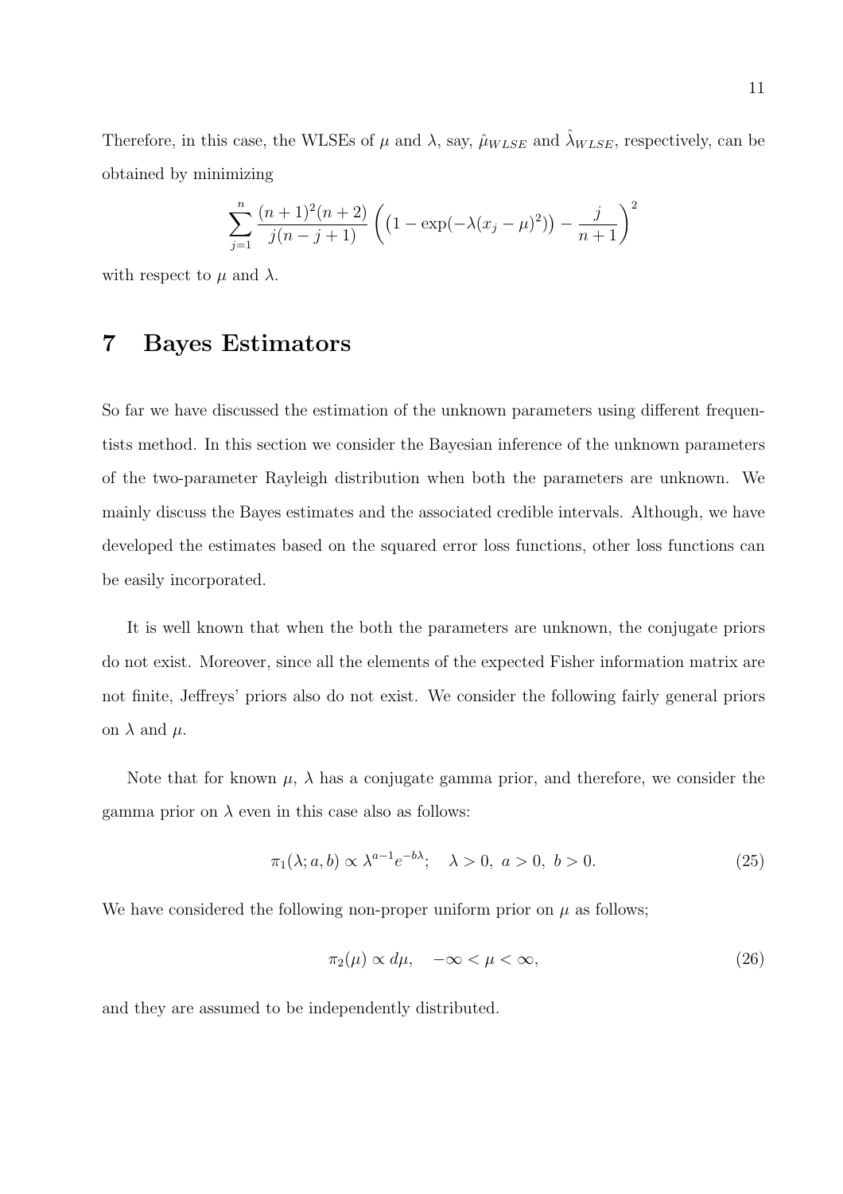Therefore, in this case, the WLSEs of $\mu$ and $\lambda$, say, $\hat{\mu}_{WLSE}$ and $\hat{\lambda}_{WLSE}$, respectively, can be obtained by minimizing

$$\sum_{j=1}^{n} \frac{(n+1)^2(n+2)}{j(n-j+1)} \left( \left(1 - \exp(-\lambda(x_j - \mu)^2)\right) - \frac{j}{n+1} \right)^2$$

with respect to $\mu$ and $\lambda$.

# 7 Bayes Estimators

So far we have discussed the estimation of the unknown parameters using different frequentists method. In this section we consider the Bayesian inference of the unknown parameters of the two-parameter Rayleigh distribution when both the parameters are unknown. We mainly discuss the Bayes estimates and the associated credible intervals. Although, we have developed the estimates based on the squared error loss functions, other loss functions can be easily incorporated.

It is well known that when the both the parameters are unknown, the conjugate priors do not exist. Moreover, since all the elements of the expected Fisher information matrix are not finite, Jeffreys' priors also do not exist. We consider the following fairly general priors on $\lambda$ and $\mu$.

Note that for known $\mu$, $\lambda$ has a conjugate gamma prior, and therefore, we consider the gamma prior on $\lambda$ even in this case also as follows:

$$\pi_1(\lambda; a, b) \propto \lambda^{a-1} e^{-b\lambda}; \quad \lambda > 0, \ a > 0, \ b > 0. \tag{25}$$

We have considered the following non-proper uniform prior on $\mu$ as follows;

$$\pi_2(\mu) \propto d\mu, \quad -\infty < \mu < \infty, \tag{26}$$

and they are assumed to be independently distributed.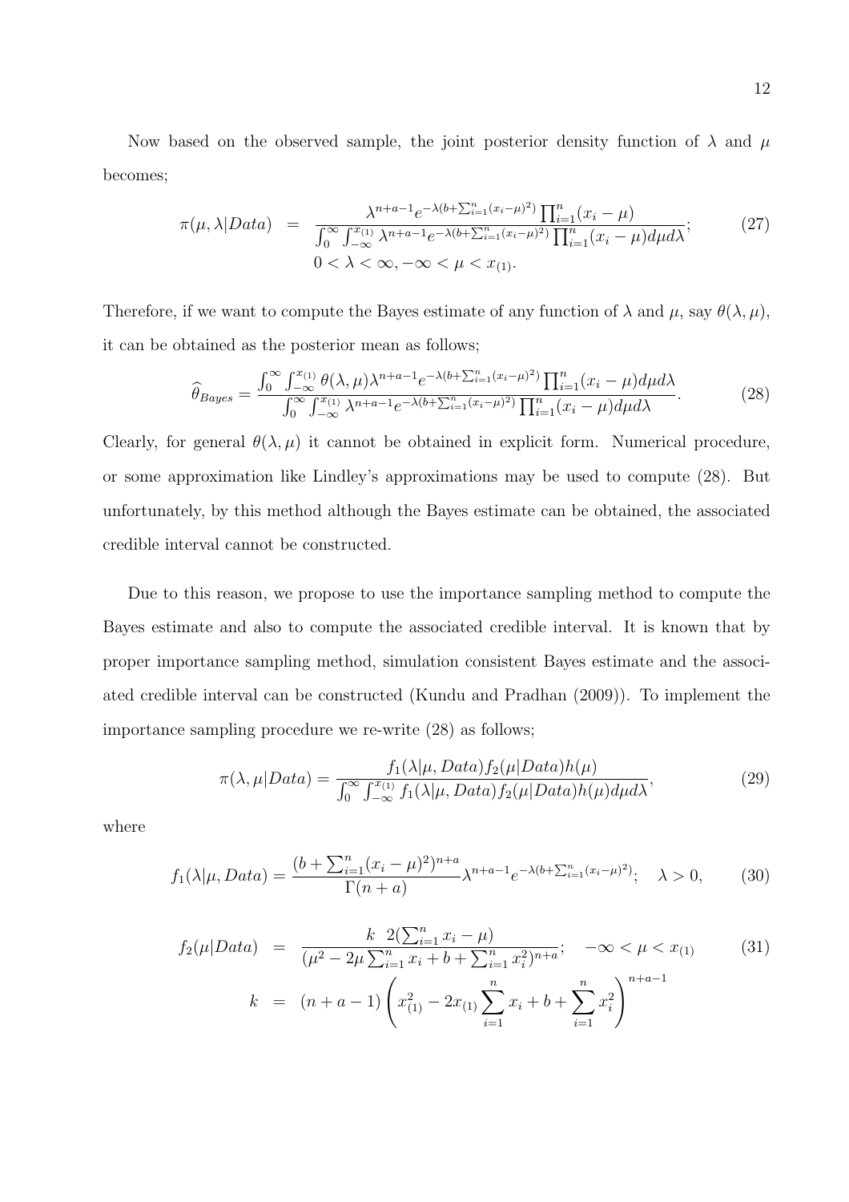Now based on the observed sample, the joint posterior density function of $\lambda$ and $\mu$ becomes;

$$\pi(\mu, \lambda|Data) = \frac{\lambda^{n+a-1}e^{-\lambda(b+\sum_{i=1}^n (x_i-\mu)^2)}\prod_{i=1}^n (x_i-\mu)}{\int_0^\infty \int_{-\infty}^{x_{(1)}} \lambda^{n+a-1}e^{-\lambda(b+\sum_{i=1}^n (x_i-\mu)^2)}\prod_{i=1}^n (x_i-\mu) d\mu d\lambda}; \qquad (27)$$

$$0 < \lambda < \infty, -\infty < \mu < x_{(1)}.$$

Therefore, if we want to compute the Bayes estimate of any function of $\lambda$ and $\mu$, say $\theta(\lambda, \mu)$, it can be obtained as the posterior mean as follows;

$$\widehat{\theta}_{Bayes} = \frac{\int_0^\infty \int_{-\infty}^{x_{(1)}} \theta(\lambda, \mu)\lambda^{n+a-1}e^{-\lambda(b+\sum_{i=1}^n (x_i-\mu)^2)}\prod_{i=1}^n (x_i-\mu) d\mu d\lambda}{\int_0^\infty \int_{-\infty}^{x_{(1)}} \lambda^{n+a-1}e^{-\lambda(b+\sum_{i=1}^n (x_i-\mu)^2)}\prod_{i=1}^n (x_i-\mu) d\mu d\lambda}. \qquad (28)$$

Clearly, for general $\theta(\lambda, \mu)$ it cannot be obtained in explicit form. Numerical procedure, or some approximation like Lindley's approximations may be used to compute (28). But unfortunately, by this method although the Bayes estimate can be obtained, the associated credible interval cannot be constructed.

Due to this reason, we propose to use the importance sampling method to compute the Bayes estimate and also to compute the associated credible interval. It is known that by proper importance sampling method, simulation consistent Bayes estimate and the associated credible interval can be constructed (Kundu and Pradhan (2009)). To implement the importance sampling procedure we re-write (28) as follows;

$$\pi(\lambda, \mu|Data) = \frac{f_1(\lambda|\mu, Data)f_2(\mu|Data)h(\mu)}{\int_0^\infty \int_{-\infty}^{x_{(1)}} f_1(\lambda|\mu, Data)f_2(\mu|Data)h(\mu)d\mu d\lambda}, \qquad (29)$$

where

$$f_1(\lambda|\mu, Data) = \frac{(b+\sum_{i=1}^n (x_i-\mu)^2)^{n+a}}{\Gamma(n+a)}\lambda^{n+a-1}e^{-\lambda(b+\sum_{i=1}^n (x_i-\mu)^2)}; \quad \lambda > 0, \qquad (30)$$

$$f_2(\mu|Data) = \frac{k \;\; 2(\sum_{i=1}^n x_i - \mu)}{(\mu^2 - 2\mu\sum_{i=1}^n x_i + b + \sum_{i=1}^n x_i^2)^{n+a}}; \quad -\infty < \mu < x_{(1)} \qquad (31)$$

$$k = (n+a-1)\left(x_{(1)}^2 - 2x_{(1)}\sum_{i=1}^n x_i + b + \sum_{i=1}^n x_i^2\right)^{n+a-1}$$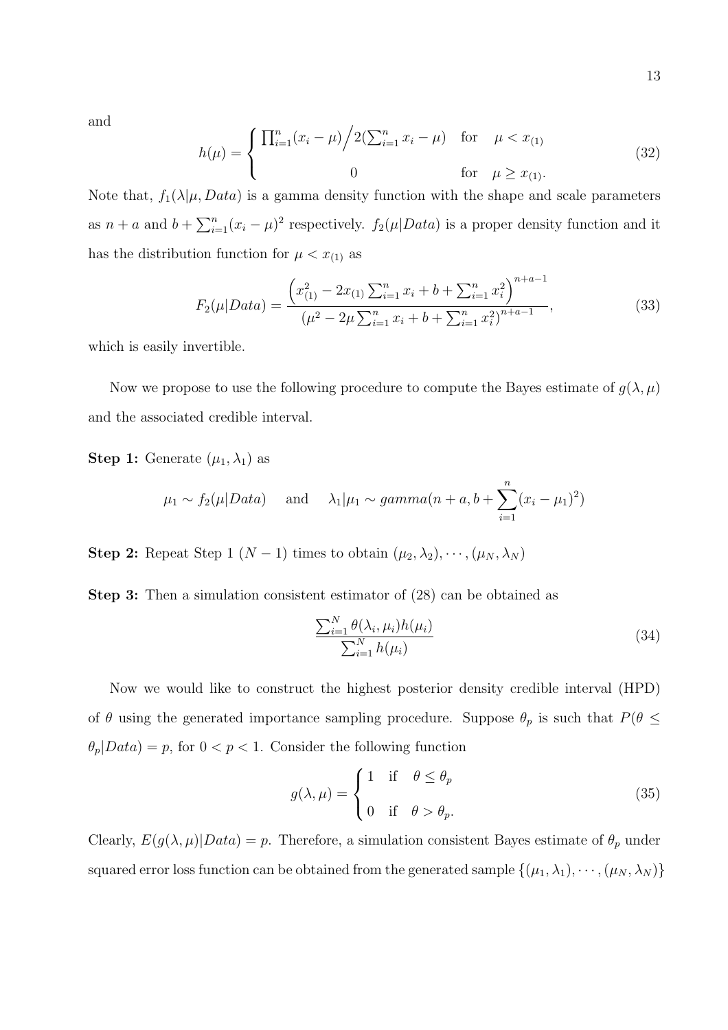and

$$
h(\mu) = \begin{cases} \prod_{i=1}^{n}(x_i - \mu) \Big/ 2(\sum_{i=1}^{n} x_i - \mu) & \text{for} \quad \mu < x_{(1)} \\ 0 & \text{for} \quad \mu \geq x_{(1)}. \end{cases} \tag{32}
$$

Note that, $f_1(\lambda|\mu, Data)$ is a gamma density function with the shape and scale parameters as $n + a$ and $b + \sum_{i=1}^{n}(x_i - \mu)^2$ respectively. $f_2(\mu|Data)$ is a proper density function and it has the distribution function for $\mu < x_{(1)}$ as

$$
F_2(\mu|Data) = \frac{\left(x_{(1)}^2 - 2x_{(1)}\sum_{i=1}^{n} x_i + b + \sum_{i=1}^{n} x_i^2\right)^{n+a-1}}{\left(\mu^2 - 2\mu\sum_{i=1}^{n} x_i + b + \sum_{i=1}^{n} x_i^2\right)^{n+a-1}}, \tag{33}
$$

which is easily invertible.

Now we propose to use the following procedure to compute the Bayes estimate of $g(\lambda, \mu)$ and the associated credible interval.

**Step 1:** Generate $(\mu_1, \lambda_1)$ as

$$
\mu_1 \sim f_2(\mu|Data) \quad \text{and} \quad \lambda_1|\mu_1 \sim gamma(n + a, b + \sum_{i=1}^{n}(x_i - \mu_1)^2)
$$

**Step 2:** Repeat Step 1 $(N - 1)$ times to obtain $(\mu_2, \lambda_2), \cdots, (\mu_N, \lambda_N)$

**Step 3:** Then a simulation consistent estimator of (28) can be obtained as

$$
\frac{\sum_{i=1}^{N} \theta(\lambda_i, \mu_i)h(\mu_i)}{\sum_{i=1}^{N} h(\mu_i)} \tag{34}
$$

Now we would like to construct the highest posterior density credible interval (HPD) of $\theta$ using the generated importance sampling procedure. Suppose $\theta_p$ is such that $P(\theta \leq \theta_p|Data) = p$, for $0 < p < 1$. Consider the following function

$$
g(\lambda, \mu) = \begin{cases} 1 & \text{if} \quad \theta \leq \theta_p \\ 0 & \text{if} \quad \theta > \theta_p. \end{cases} \tag{35}
$$

Clearly, $E(g(\lambda, \mu)|Data) = p$. Therefore, a simulation consistent Bayes estimate of $\theta_p$ under squared error loss function can be obtained from the generated sample $\{(\mu_1, \lambda_1), \cdots, (\mu_N, \lambda_N)\}$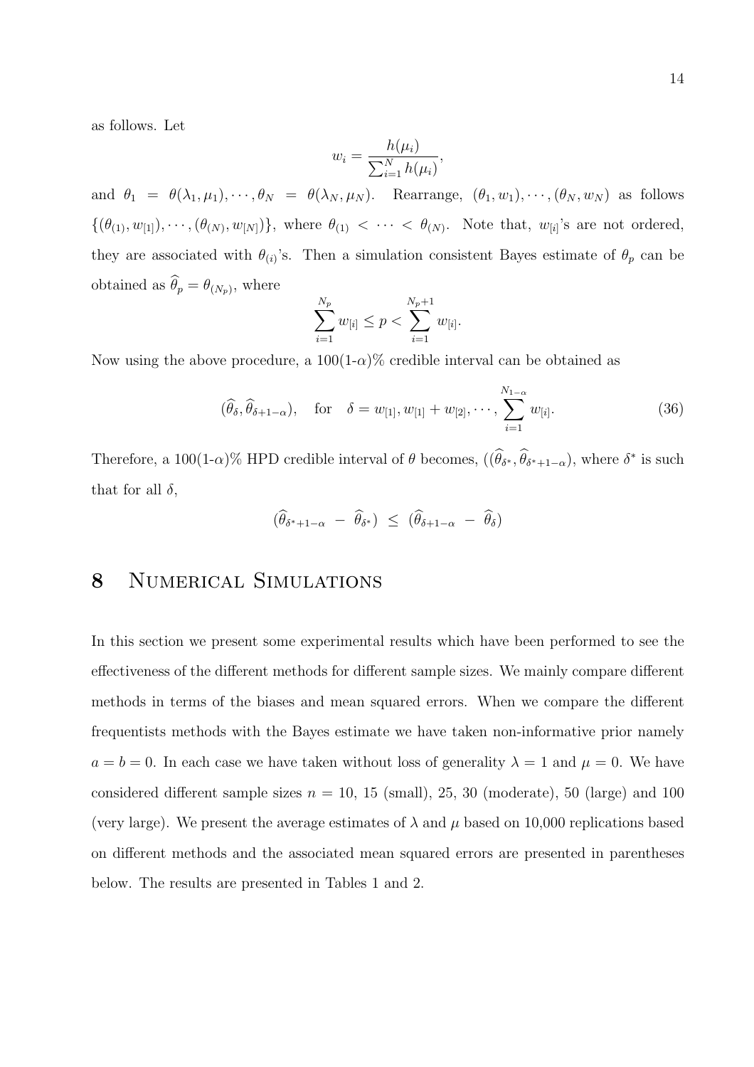as follows. Let

$$w_i = \frac{h(\mu_i)}{\sum_{i=1}^{N} h(\mu_i)},$$

and $\theta_1 = \theta(\lambda_1, \mu_1), \cdots, \theta_N = \theta(\lambda_N, \mu_N)$. Rearrange, $(\theta_1, w_1), \cdots, (\theta_N, w_N)$ as follows $\{(\theta_{(1)}, w_{[1]}), \cdots, (\theta_{(N)}, w_{[N]})\}$, where $\theta_{(1)} < \cdots < \theta_{(N)}$. Note that, $w_{[i]}$'s are not ordered, they are associated with $\theta_{(i)}$'s. Then a simulation consistent Bayes estimate of $\theta_p$ can be obtained as $\widehat{\theta}_p = \theta_{(N_p)}$, where

$$\sum_{i=1}^{N_p} w_{[i]} \leq p < \sum_{i=1}^{N_p+1} w_{[i]}.$$

Now using the above procedure, a 100(1-$\alpha$)% credible interval can be obtained as

$$(\widehat{\theta}_{\delta}, \widehat{\theta}_{\delta+1-\alpha}), \quad \text{for} \quad \delta = w_{[1]}, w_{[1]} + w_{[2]}, \cdots, \sum_{i=1}^{N_{1-\alpha}} w_{[i]}. \tag{36}$$

Therefore, a 100(1-$\alpha$)% HPD credible interval of $\theta$ becomes, $((\widehat{\theta}_{\delta^*}, \widehat{\theta}_{\delta^*+1-\alpha})$, where $\delta^*$ is such that for all $\delta$,

$$(\widehat{\theta}_{\delta^*+1-\alpha} \; - \; \widehat{\theta}_{\delta^*}) \; \leq \; (\widehat{\theta}_{\delta+1-\alpha} \; - \; \widehat{\theta}_{\delta})$$

# 8 Numerical Simulations

In this section we present some experimental results which have been performed to see the effectiveness of the different methods for different sample sizes. We mainly compare different methods in terms of the biases and mean squared errors. When we compare the different frequentists methods with the Bayes estimate we have taken non-informative prior namely $a = b = 0$. In each case we have taken without loss of generality $\lambda = 1$ and $\mu = 0$. We have considered different sample sizes $n$ = 10, 15 (small), 25, 30 (moderate), 50 (large) and 100 (very large). We present the average estimates of $\lambda$ and $\mu$ based on 10,000 replications based on different methods and the associated mean squared errors are presented in parentheses below. The results are presented in Tables 1 and 2.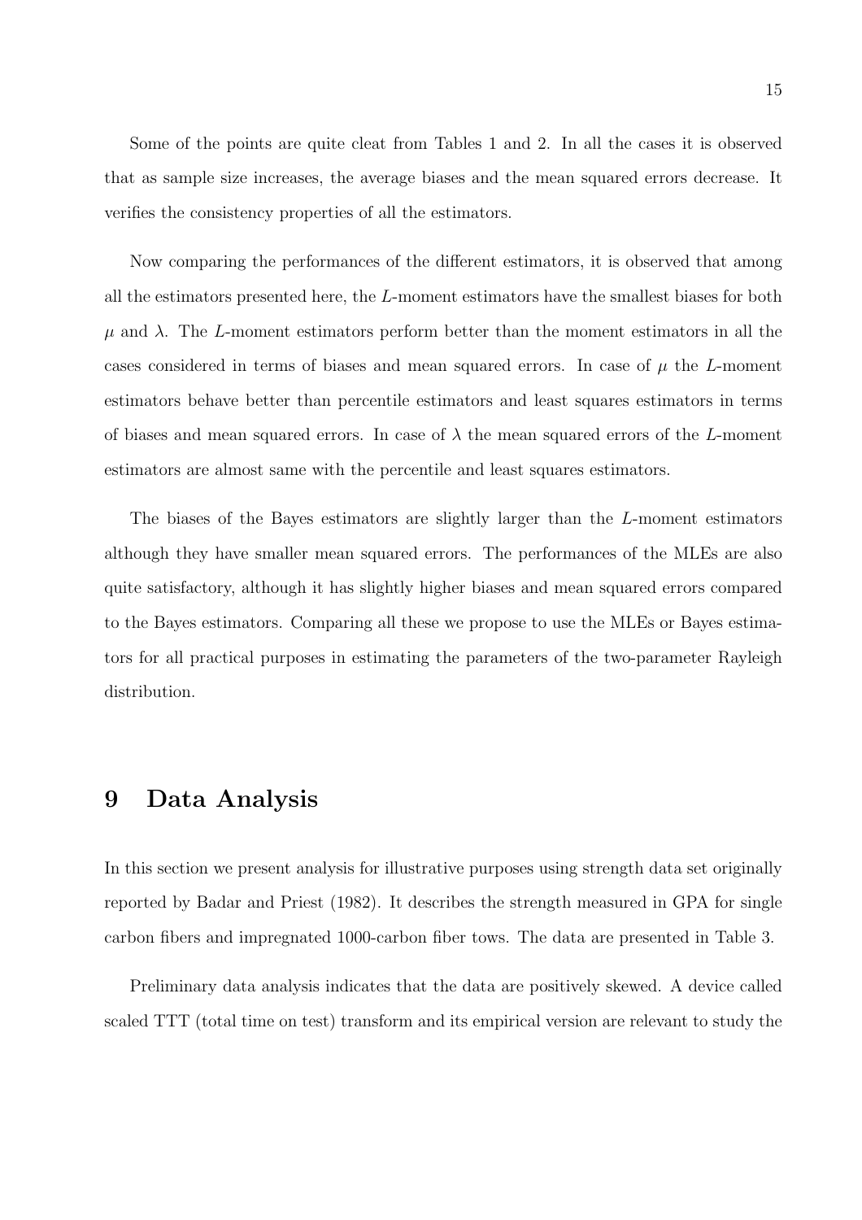Some of the points are quite cleat from Tables 1 and 2. In all the cases it is observed that as sample size increases, the average biases and the mean squared errors decrease. It verifies the consistency properties of all the estimators.

Now comparing the performances of the different estimators, it is observed that among all the estimators presented here, the $L$-moment estimators have the smallest biases for both $\mu$ and $\lambda$. The $L$-moment estimators perform better than the moment estimators in all the cases considered in terms of biases and mean squared errors. In case of $\mu$ the $L$-moment estimators behave better than percentile estimators and least squares estimators in terms of biases and mean squared errors. In case of $\lambda$ the mean squared errors of the $L$-moment estimators are almost same with the percentile and least squares estimators.

The biases of the Bayes estimators are slightly larger than the $L$-moment estimators although they have smaller mean squared errors. The performances of the MLEs are also quite satisfactory, although it has slightly higher biases and mean squared errors compared to the Bayes estimators. Comparing all these we propose to use the MLEs or Bayes estimators for all practical purposes in estimating the parameters of the two-parameter Rayleigh distribution.

# 9 Data Analysis

In this section we present analysis for illustrative purposes using strength data set originally reported by Badar and Priest (1982). It describes the strength measured in GPA for single carbon fibers and impregnated 1000-carbon fiber tows. The data are presented in Table 3.

Preliminary data analysis indicates that the data are positively skewed. A device called scaled TTT (total time on test) transform and its empirical version are relevant to study the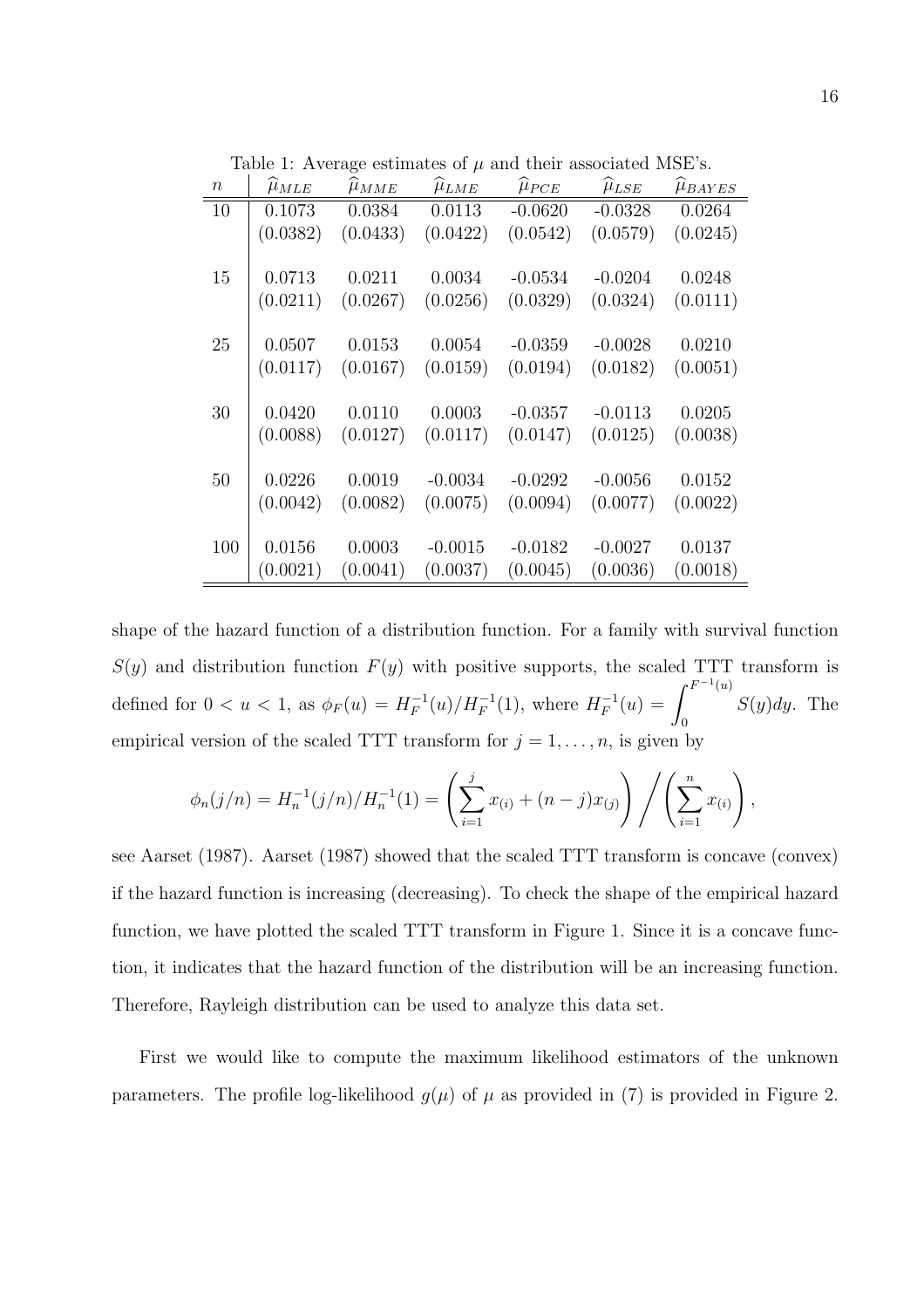Table 1: Average estimates of $\mu$ and their associated MSE's.

| $n$ | $\widehat{\mu}_{MLE}$ | $\widehat{\mu}_{MME}$ | $\widehat{\mu}_{LME}$ | $\widehat{\mu}_{PCE}$ | $\widehat{\mu}_{LSE}$ | $\widehat{\mu}_{BAYES}$ |
|---|---|---|---|---|---|---|
| 10 | 0.1073 | 0.0384 | 0.0113 | -0.0620 | -0.0328 | 0.0264 |
| | (0.0382) | (0.0433) | (0.0422) | (0.0542) | (0.0579) | (0.0245) |
| 15 | 0.0713 | 0.0211 | 0.0034 | -0.0534 | -0.0204 | 0.0248 |
| | (0.0211) | (0.0267) | (0.0256) | (0.0329) | (0.0324) | (0.0111) |
| 25 | 0.0507 | 0.0153 | 0.0054 | -0.0359 | -0.0028 | 0.0210 |
| | (0.0117) | (0.0167) | (0.0159) | (0.0194) | (0.0182) | (0.0051) |
| 30 | 0.0420 | 0.0110 | 0.0003 | -0.0357 | -0.0113 | 0.0205 |
| | (0.0088) | (0.0127) | (0.0117) | (0.0147) | (0.0125) | (0.0038) |
| 50 | 0.0226 | 0.0019 | -0.0034 | -0.0292 | -0.0056 | 0.0152 |
| | (0.0042) | (0.0082) | (0.0075) | (0.0094) | (0.0077) | (0.0022) |
| 100 | 0.0156 | 0.0003 | -0.0015 | -0.0182 | -0.0027 | 0.0137 |
| | (0.0021) | (0.0041) | (0.0037) | (0.0045) | (0.0036) | (0.0018) |

shape of the hazard function of a distribution function. For a family with survival function $S(y)$ and distribution function $F(y)$ with positive supports, the scaled TTT transform is defined for $0 < u < 1$, as $\phi_F(u) = H_F^{-1}(u)/H_F^{-1}(1)$, where $H_F^{-1}(u) = \int_0^{F^{-1}(u)} S(y)dy$. The empirical version of the scaled TTT transform for $j = 1, \ldots, n$, is given by

$$\phi_n(j/n) = H_n^{-1}(j/n)/H_n^{-1}(1) = \left( \sum_{i=1}^{j} x_{(i)} + (n-j)x_{(j)} \right) \bigg/ \left( \sum_{i=1}^{n} x_{(i)} \right),$$

see Aarset (1987). Aarset (1987) showed that the scaled TTT transform is concave (convex) if the hazard function is increasing (decreasing). To check the shape of the empirical hazard function, we have plotted the scaled TTT transform in Figure 1. Since it is a concave function, it indicates that the hazard function of the distribution will be an increasing function. Therefore, Rayleigh distribution can be used to analyze this data set.

First we would like to compute the maximum likelihood estimators of the unknown parameters. The profile log-likelihood $g(\mu)$ of $\mu$ as provided in (7) is provided in Figure 2.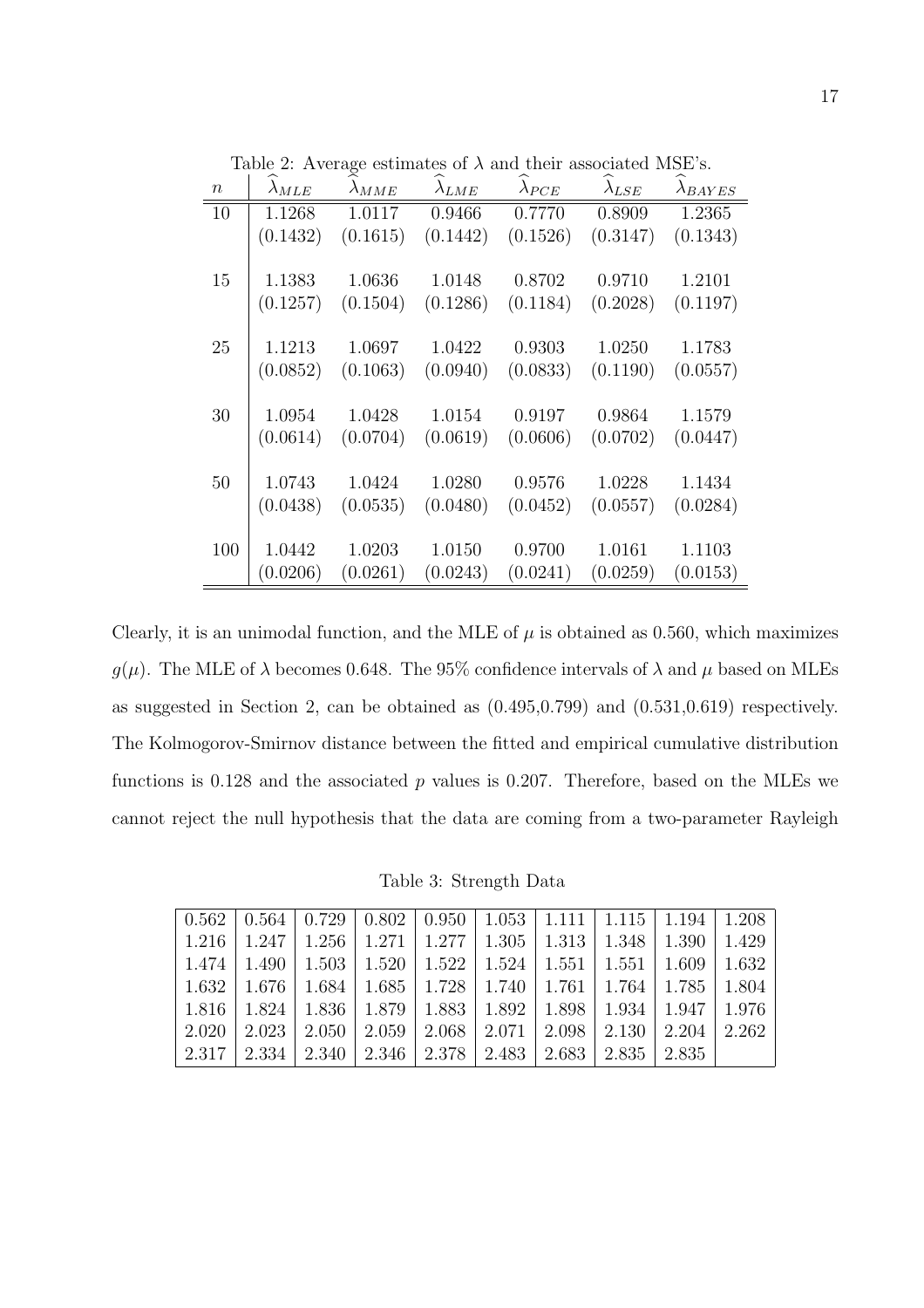Table 2: Average estimates of $\lambda$ and their associated MSE's.

| $n$ | $\widehat{\lambda}_{MLE}$ | $\widehat{\lambda}_{MME}$ | $\widehat{\lambda}_{LME}$ | $\widehat{\lambda}_{PCE}$ | $\widehat{\lambda}_{LSE}$ | $\widehat{\lambda}_{BAYES}$ |
|---|---|---|---|---|---|---|
| 10 | 1.1268 | 1.0117 | 0.9466 | 0.7770 | 0.8909 | 1.2365 |
| | (0.1432) | (0.1615) | (0.1442) | (0.1526) | (0.3147) | (0.1343) |
| 15 | 1.1383 | 1.0636 | 1.0148 | 0.8702 | 0.9710 | 1.2101 |
| | (0.1257) | (0.1504) | (0.1286) | (0.1184) | (0.2028) | (0.1197) |
| 25 | 1.1213 | 1.0697 | 1.0422 | 0.9303 | 1.0250 | 1.1783 |
| | (0.0852) | (0.1063) | (0.0940) | (0.0833) | (0.1190) | (0.0557) |
| 30 | 1.0954 | 1.0428 | 1.0154 | 0.9197 | 0.9864 | 1.1579 |
| | (0.0614) | (0.0704) | (0.0619) | (0.0606) | (0.0702) | (0.0447) |
| 50 | 1.0743 | 1.0424 | 1.0280 | 0.9576 | 1.0228 | 1.1434 |
| | (0.0438) | (0.0535) | (0.0480) | (0.0452) | (0.0557) | (0.0284) |
| 100 | 1.0442 | 1.0203 | 1.0150 | 0.9700 | 1.0161 | 1.1103 |
| | (0.0206) | (0.0261) | (0.0243) | (0.0241) | (0.0259) | (0.0153) |

Clearly, it is an unimodal function, and the MLE of $\mu$ is obtained as 0.560, which maximizes $g(\mu)$. The MLE of $\lambda$ becomes 0.648. The 95% confidence intervals of $\lambda$ and $\mu$ based on MLEs as suggested in Section 2, can be obtained as (0.495,0.799) and (0.531,0.619) respectively. The Kolmogorov-Smirnov distance between the fitted and empirical cumulative distribution functions is 0.128 and the associated $p$ values is 0.207. Therefore, based on the MLEs we cannot reject the null hypothesis that the data are coming from a two-parameter Rayleigh

Table 3: Strength Data

| | | | | | | | | | |
|---|---|---|---|---|---|---|---|---|---|
| 0.562 | 0.564 | 0.729 | 0.802 | 0.950 | 1.053 | 1.111 | 1.115 | 1.194 | 1.208 |
| 1.216 | 1.247 | 1.256 | 1.271 | 1.277 | 1.305 | 1.313 | 1.348 | 1.390 | 1.429 |
| 1.474 | 1.490 | 1.503 | 1.520 | 1.522 | 1.524 | 1.551 | 1.551 | 1.609 | 1.632 |
| 1.632 | 1.676 | 1.684 | 1.685 | 1.728 | 1.740 | 1.761 | 1.764 | 1.785 | 1.804 |
| 1.816 | 1.824 | 1.836 | 1.879 | 1.883 | 1.892 | 1.898 | 1.934 | 1.947 | 1.976 |
| 2.020 | 2.023 | 2.050 | 2.059 | 2.068 | 2.071 | 2.098 | 2.130 | 2.204 | 2.262 |
| 2.317 | 2.334 | 2.340 | 2.346 | 2.378 | 2.483 | 2.683 | 2.835 | 2.835 | |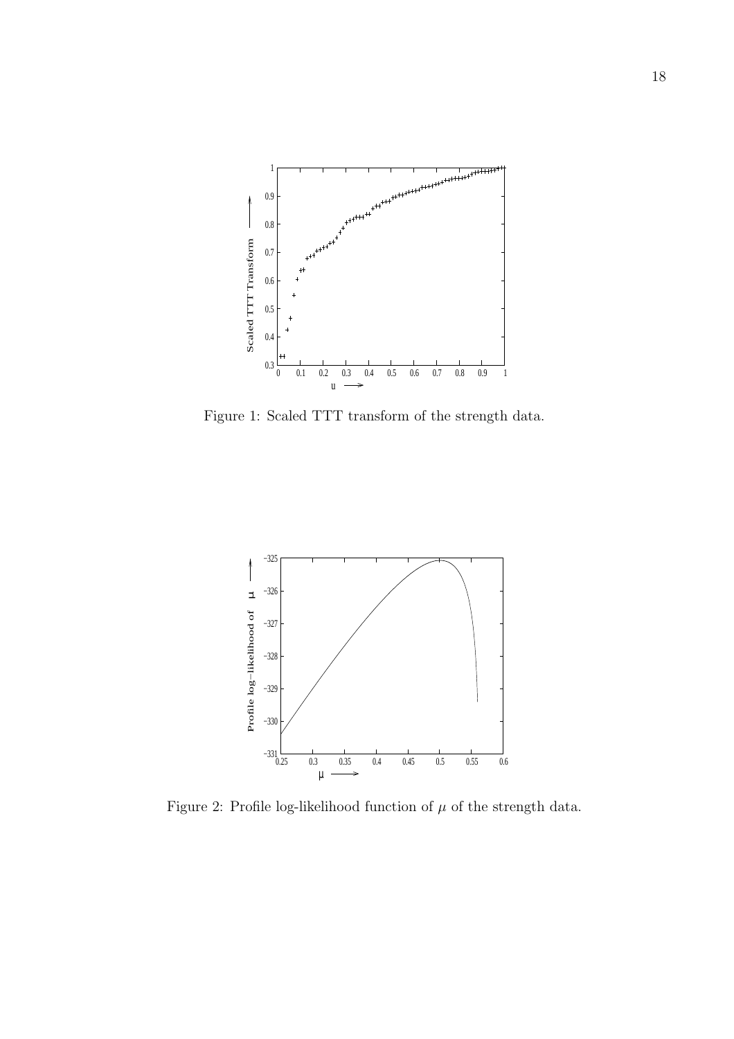Figure 1: Scaled TTT transform of the strength data.

Figure 2: Profile log-likelihood function of $\mu$ of the strength data.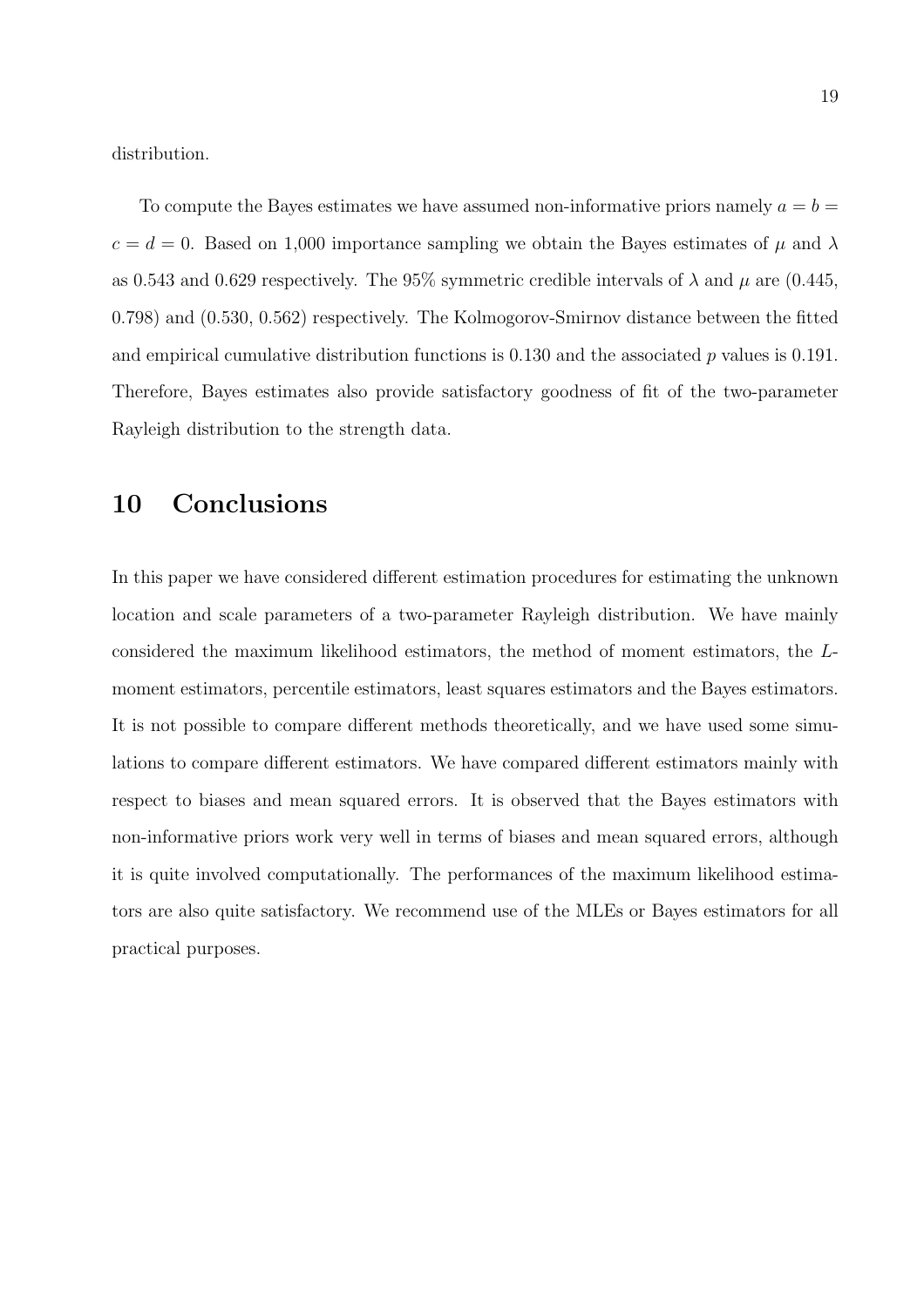distribution.

To compute the Bayes estimates we have assumed non-informative priors namely $a = b = c = d = 0$. Based on 1,000 importance sampling we obtain the Bayes estimates of $\mu$ and $\lambda$ as 0.543 and 0.629 respectively. The 95% symmetric credible intervals of $\lambda$ and $\mu$ are (0.445, 0.798) and (0.530, 0.562) respectively. The Kolmogorov-Smirnov distance between the fitted and empirical cumulative distribution functions is 0.130 and the associated $p$ values is 0.191. Therefore, Bayes estimates also provide satisfactory goodness of fit of the two-parameter Rayleigh distribution to the strength data.

# 10 Conclusions

In this paper we have considered different estimation procedures for estimating the unknown location and scale parameters of a two-parameter Rayleigh distribution. We have mainly considered the maximum likelihood estimators, the method of moment estimators, the $L$-moment estimators, percentile estimators, least squares estimators and the Bayes estimators. It is not possible to compare different methods theoretically, and we have used some simulations to compare different estimators. We have compared different estimators mainly with respect to biases and mean squared errors. It is observed that the Bayes estimators with non-informative priors work very well in terms of biases and mean squared errors, although it is quite involved computationally. The performances of the maximum likelihood estimators are also quite satisfactory. We recommend use of the MLEs or Bayes estimators for all practical purposes.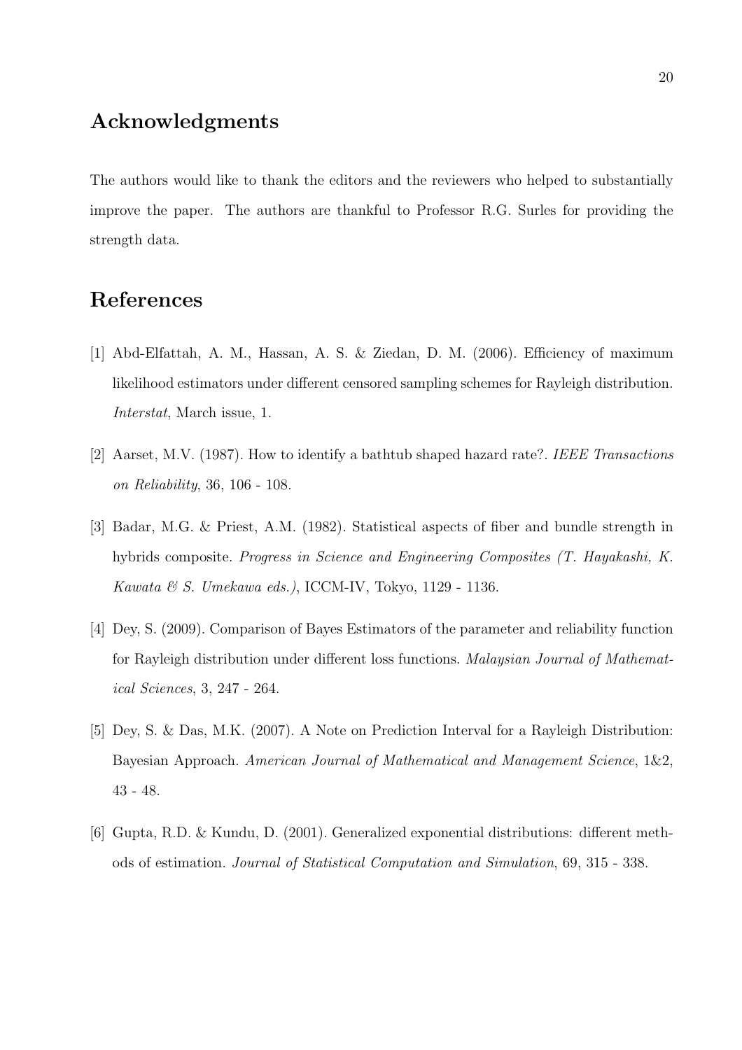## Acknowledgments

The authors would like to thank the editors and the reviewers who helped to substantially improve the paper. The authors are thankful to Professor R.G. Surles for providing the strength data.

## References

[1] Abd-Elfattah, A. M., Hassan, A. S. & Ziedan, D. M. (2006). Efficiency of maximum likelihood estimators under different censored sampling schemes for Rayleigh distribution. *Interstat*, March issue, 1.

[2] Aarset, M.V. (1987). How to identify a bathtub shaped hazard rate?. *IEEE Transactions on Reliability*, 36, 106 - 108.

[3] Badar, M.G. & Priest, A.M. (1982). Statistical aspects of fiber and bundle strength in hybrids composite. *Progress in Science and Engineering Composites (T. Hayakashi, K. Kawata & S. Umekawa eds.)*, ICCM-IV, Tokyo, 1129 - 1136.

[4] Dey, S. (2009). Comparison of Bayes Estimators of the parameter and reliability function for Rayleigh distribution under different loss functions. *Malaysian Journal of Mathematical Sciences*, 3, 247 - 264.

[5] Dey, S. & Das, M.K. (2007). A Note on Prediction Interval for a Rayleigh Distribution: Bayesian Approach. *American Journal of Mathematical and Management Science*, 1&2, 43 - 48.

[6] Gupta, R.D. & Kundu, D. (2001). Generalized exponential distributions: different methods of estimation. *Journal of Statistical Computation and Simulation*, 69, 315 - 338.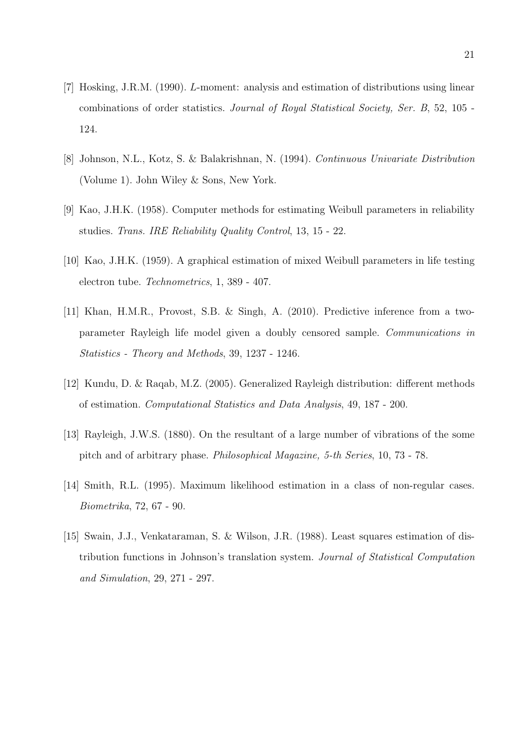[7] Hosking, J.R.M. (1990). *L*-moment: analysis and estimation of distributions using linear combinations of order statistics. *Journal of Royal Statistical Society, Ser. B*, 52, 105 - 124.

[8] Johnson, N.L., Kotz, S. & Balakrishnan, N. (1994). *Continuous Univariate Distribution* (Volume 1). John Wiley & Sons, New York.

[9] Kao, J.H.K. (1958). Computer methods for estimating Weibull parameters in reliability studies. *Trans. IRE Reliability Quality Control*, 13, 15 - 22.

[10] Kao, J.H.K. (1959). A graphical estimation of mixed Weibull parameters in life testing electron tube. *Technometrics*, 1, 389 - 407.

[11] Khan, H.M.R., Provost, S.B. & Singh, A. (2010). Predictive inference from a two-parameter Rayleigh life model given a doubly censored sample. *Communications in Statistics - Theory and Methods*, 39, 1237 - 1246.

[12] Kundu, D. & Raqab, M.Z. (2005). Generalized Rayleigh distribution: different methods of estimation. *Computational Statistics and Data Analysis*, 49, 187 - 200.

[13] Rayleigh, J.W.S. (1880). On the resultant of a large number of vibrations of the some pitch and of arbitrary phase. *Philosophical Magazine, 5-th Series*, 10, 73 - 78.

[14] Smith, R.L. (1995). Maximum likelihood estimation in a class of non-regular cases. *Biometrika*, 72, 67 - 90.

[15] Swain, J.J., Venkataraman, S. & Wilson, J.R. (1988). Least squares estimation of distribution functions in Johnson's translation system. *Journal of Statistical Computation and Simulation*, 29, 271 - 297.